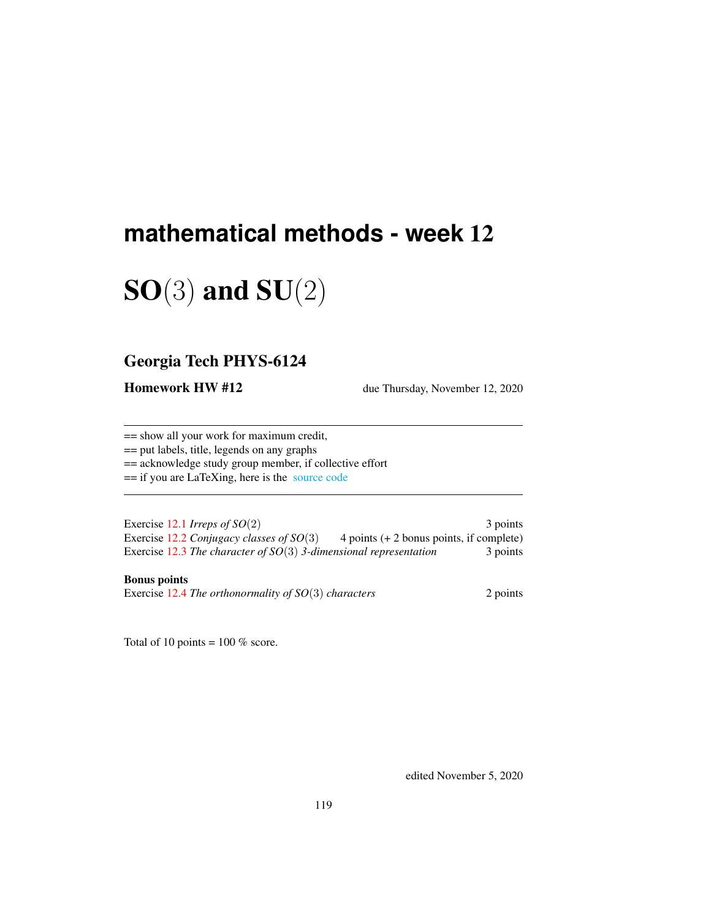# mathematical methods - week 12

# SO(3) and SU(2)

## Georgia Tech PHYS-6124

**Homework HW #12** due Thursday, November 12, 2020

---

== show all your work for maximum credit,

== put labels, title, legends on any graphs

== acknowledge study group member, if collective effort

== if you are LaTeXing, here is the source code

---

Exercise 12.1 *Irreps of SO(2)* 3 points

Exercise 12.2 *Conjugacy classes of SO(3)* 4 points (+ 2 bonus points, if complete)

Exercise 12.3 *The character of SO(3) 3-dimensional representation* 3 points

**Bonus points**

Exercise 12.4 *The orthonormality of SO(3) characters* 2 points

Total of 10 points = 100 % score.

edited November 5, 2020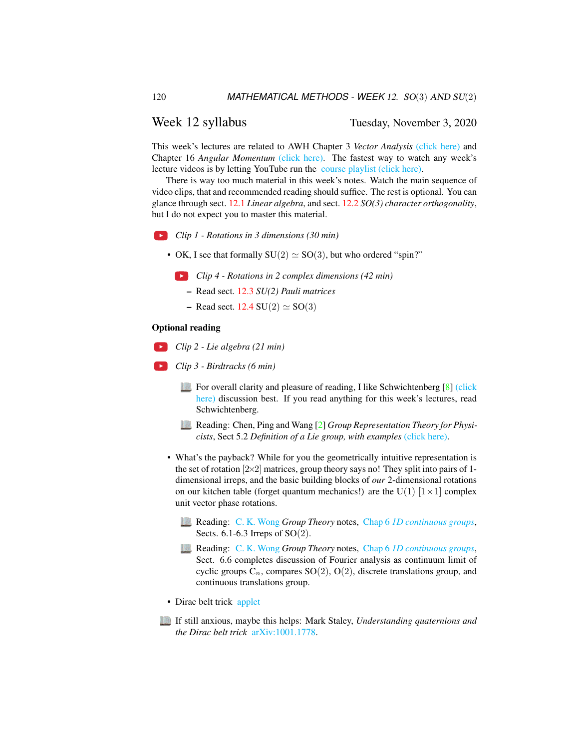## Week 12 syllabus

Tuesday, November 3, 2020

This week's lectures are related to AWH Chapter 3 *Vector Analysis* (click here) and Chapter 16 *Angular Momentum* (click here). The fastest way to watch any week's lecture videos is by letting YouTube run the course playlist (click here).

There is way too much material in this week's notes. Watch the main sequence of video clips, that and recommended reading should suffice. The rest is optional. You can glance through sect. 12.1 *Linear algebra*, and sect. 12.2 *SO(3) character orthogonality*, but I do not expect you to master this material.

*Clip 1 - Rotations in 3 dimensions (30 min)*

- OK, I see that formally $\mathrm{SU}(2) \simeq \mathrm{SO}(3)$, but who ordered "spin?"

  *Clip 4 - Rotations in 2 complex dimensions (42 min)*

  - Read sect. 12.3 *SU(2) Pauli matrices*
  - Read sect. 12.4 $\mathrm{SU}(2) \simeq \mathrm{SO}(3)$

**Optional reading**

*Clip 2 - Lie algebra (21 min)*

*Clip 3 - Birdtracks (6 min)*

For overall clarity and pleasure of reading, I like Schwichtenberg [8] (click here) discussion best. If you read anything for this week's lectures, read Schwichtenberg.

Reading: Chen, Ping and Wang [2] *Group Representation Theory for Physicists*, Sect 5.2 *Definition of a Lie group, with examples* (click here).

- What's the payback? While for you the geometrically intuitive representation is the set of rotation $[2{\times}2]$ matrices, group theory says no! They split into pairs of 1-dimensional irreps, and the basic building blocks of *our* 2-dimensional rotations on our kitchen table (forget quantum mechanics!) are the $\mathrm{U}(1)$ $[1 \times 1]$ complex unit vector phase rotations.

  Reading: C. K. Wong *Group Theory* notes, Chap 6 *1D continuous groups*, Sects. 6.1-6.3 Irreps of $\mathrm{SO}(2)$.

  Reading: C. K. Wong *Group Theory* notes, Chap 6 *1D continuous groups*, Sect. 6.6 completes discussion of Fourier analysis as continuum limit of cyclic groups $\mathrm{C}_n$, compares $\mathrm{SO}(2)$, $\mathrm{O}(2)$, discrete translations group, and continuous translations group.

- Dirac belt trick applet

If still anxious, maybe this helps: Mark Staley, *Understanding quaternions and the Dirac belt trick* arXiv:1001.1778.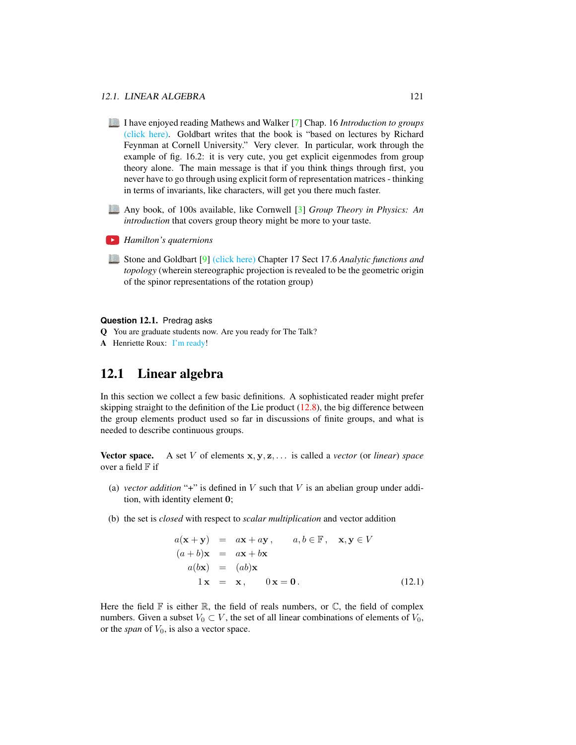I have enjoyed reading Mathews and Walker [7] Chap. 16 *Introduction to groups* (click here). Goldbart writes that the book is "based on lectures by Richard Feynman at Cornell University." Very clever. In particular, work through the example of fig. 16.2: it is very cute, you get explicit eigenmodes from group theory alone. The main message is that if you think things through first, you never have to go through using explicit form of representation matrices - thinking in terms of invariants, like characters, will get you there much faster.

Any book, of 100s available, like Cornwell [3] *Group Theory in Physics: An introduction* that covers group theory might be more to your taste.

*Hamilton's quaternions*

Stone and Goldbart [9] (click here) Chapter 17 Sect 17.6 *Analytic functions and topology* (wherein stereographic projection is revealed to be the geometric origin of the spinor representations of the rotation group)

**Question 12.1.** Predrag asks

**Q** You are graduate students now. Are you ready for The Talk?

**A** Henriette Roux: I'm ready!

## 12.1 Linear algebra

In this section we collect a few basic definitions. A sophisticated reader might prefer skipping straight to the definition of the Lie product (12.8), the big difference between the group elements product used so far in discussions of finite groups, and what is needed to describe continuous groups.

**Vector space.** A set $V$ of elements $\mathbf{x}, \mathbf{y}, \mathbf{z}, \ldots$ is called a *vector* (or *linear*) *space* over a field $\mathbb{F}$ if

(a) *vector addition* "+" is defined in $V$ such that $V$ is an abelian group under addition, with identity element $\mathbf{0}$;

(b) the set is *closed* with respect to *scalar multiplication* and vector addition

$$
\begin{aligned}
a(\mathbf{x}+\mathbf{y}) &= a\mathbf{x}+a\mathbf{y}\,, \qquad a,b \in \mathbb{F}\,, \quad \mathbf{x},\mathbf{y} \in V \\
(a+b)\mathbf{x} &= a\mathbf{x}+b\mathbf{x} \\
a(b\mathbf{x}) &= (ab)\mathbf{x} \\
1\,\mathbf{x} &= \mathbf{x}\,, \qquad 0\,\mathbf{x} = \mathbf{0}\,.
\end{aligned}
\tag{12.1}
$$

Here the field $\mathbb{F}$ is either $\mathbb{R}$, the field of reals numbers, or $\mathbb{C}$, the field of complex numbers. Given a subset $V_0 \subset V$, the set of all linear combinations of elements of $V_0$, or the *span* of $V_0$, is also a vector space.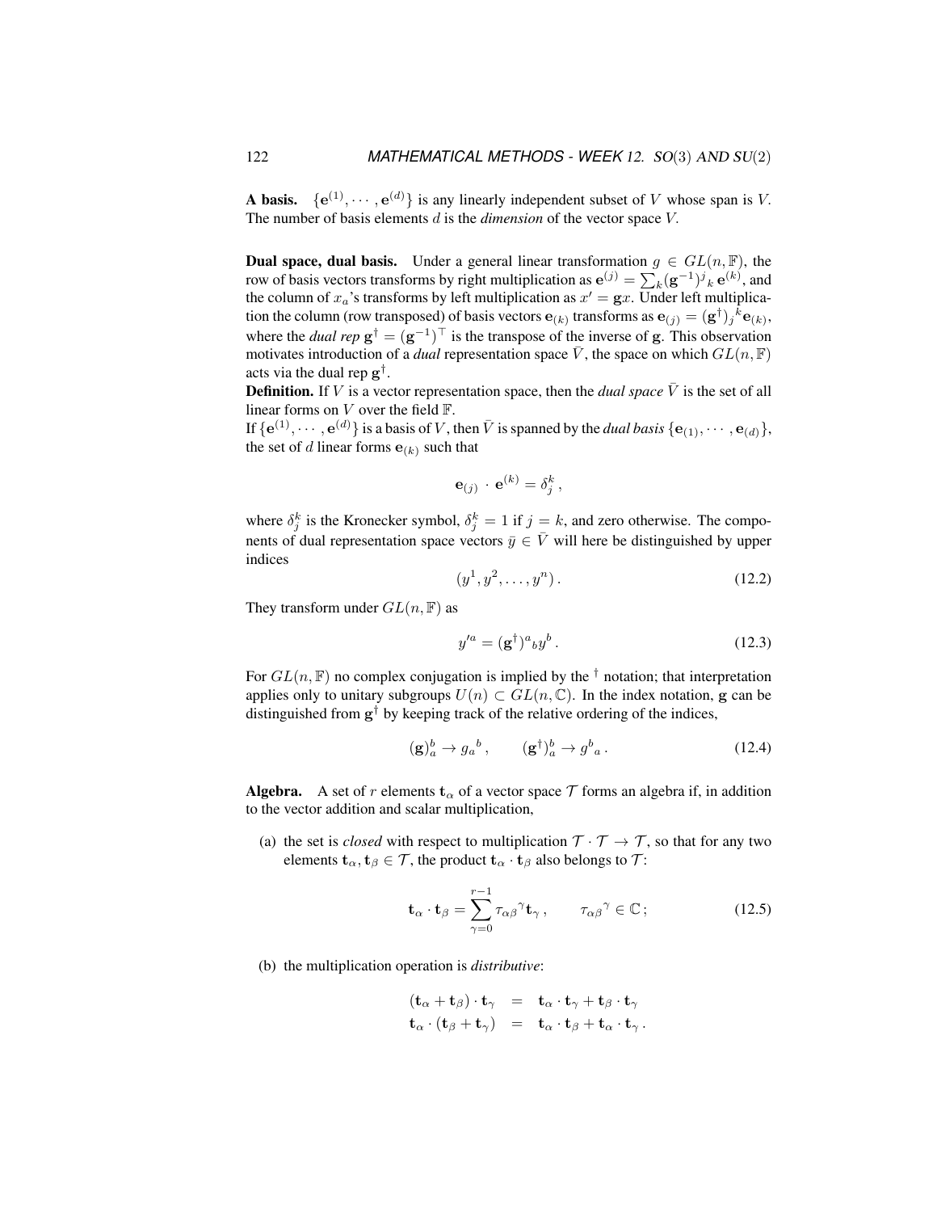**A basis.** $\{\mathbf{e}^{(1)}, \cdots, \mathbf{e}^{(d)}\}$ is any linearly independent subset of $V$ whose span is $V$. The number of basis elements $d$ is the *dimension* of the vector space $V$.

**Dual space, dual basis.** Under a general linear transformation $g \in GL(n, \mathbb{F})$, the row of basis vectors transforms by right multiplication as $\mathbf{e}^{(j)} = \sum_k (\mathbf{g}^{-1})^j{}_k \, \mathbf{e}^{(k)}$, and the column of $x_a$'s transforms by left multiplication as $x' = \mathbf{g}x$. Under left multiplication the column (row transposed) of basis vectors $\mathbf{e}_{(k)}$ transforms as $\mathbf{e}_{(j)} = (\mathbf{g}^\dagger)_j{}^k \mathbf{e}_{(k)}$, where the *dual rep* $\mathbf{g}^\dagger = (\mathbf{g}^{-1})^\top$ is the transpose of the inverse of $\mathbf{g}$. This observation motivates introduction of a *dual* representation space $\bar{V}$, the space on which $GL(n, \mathbb{F})$ acts via the dual rep $\mathbf{g}^\dagger$.

**Definition.** If $V$ is a vector representation space, then the *dual space* $\bar{V}$ is the set of all linear forms on $V$ over the field $\mathbb{F}$.

If $\{\mathbf{e}^{(1)}, \cdots, \mathbf{e}^{(d)}\}$ is a basis of $V$, then $\bar{V}$ is spanned by the *dual basis* $\{\mathbf{e}_{(1)}, \cdots, \mathbf{e}_{(d)}\}$, the set of $d$ linear forms $\mathbf{e}_{(k)}$ such that

$$\mathbf{e}_{(j)} \cdot \mathbf{e}^{(k)} = \delta_j^k \, ,$$

where $\delta_j^k$ is the Kronecker symbol, $\delta_j^k = 1$ if $j = k$, and zero otherwise. The components of dual representation space vectors $\bar{y} \in \bar{V}$ will here be distinguished by upper indices

$$(y^1, y^2, \ldots, y^n) \, . \tag{12.2}$$

They transform under $GL(n, \mathbb{F})$ as

$$y'^a = (\mathbf{g}^\dagger)^a{}_b y^b \, . \tag{12.3}$$

For $GL(n, \mathbb{F})$ no complex conjugation is implied by the $^\dagger$ notation; that interpretation applies only to unitary subgroups $U(n) \subset GL(n, \mathbb{C})$. In the index notation, $\mathbf{g}$ can be distinguished from $\mathbf{g}^\dagger$ by keeping track of the relative ordering of the indices,

$$(\mathbf{g})_a^b \to g_a{}^b \, , \qquad (\mathbf{g}^\dagger)_a^b \to g^b{}_a \, . \tag{12.4}$$

**Algebra.** A set of $r$ elements $\mathbf{t}_\alpha$ of a vector space $\mathcal{T}$ forms an algebra if, in addition to the vector addition and scalar multiplication,

(a) the set is *closed* with respect to multiplication $\mathcal{T} \cdot \mathcal{T} \to \mathcal{T}$, so that for any two elements $\mathbf{t}_\alpha, \mathbf{t}_\beta \in \mathcal{T}$, the product $\mathbf{t}_\alpha \cdot \mathbf{t}_\beta$ also belongs to $\mathcal{T}$:

$$\mathbf{t}_\alpha \cdot \mathbf{t}_\beta = \sum_{\gamma=0}^{r-1} \tau_{\alpha\beta}{}^\gamma \mathbf{t}_\gamma \, , \qquad \tau_{\alpha\beta}{}^\gamma \in \mathbb{C} \, ; \tag{12.5}$$

(b) the multiplication operation is *distributive*:

$$\begin{aligned}
(\mathbf{t}_\alpha + \mathbf{t}_\beta) \cdot \mathbf{t}_\gamma &= \mathbf{t}_\alpha \cdot \mathbf{t}_\gamma + \mathbf{t}_\beta \cdot \mathbf{t}_\gamma \\
\mathbf{t}_\alpha \cdot (\mathbf{t}_\beta + \mathbf{t}_\gamma) &= \mathbf{t}_\alpha \cdot \mathbf{t}_\beta + \mathbf{t}_\alpha \cdot \mathbf{t}_\gamma \, .
\end{aligned}$$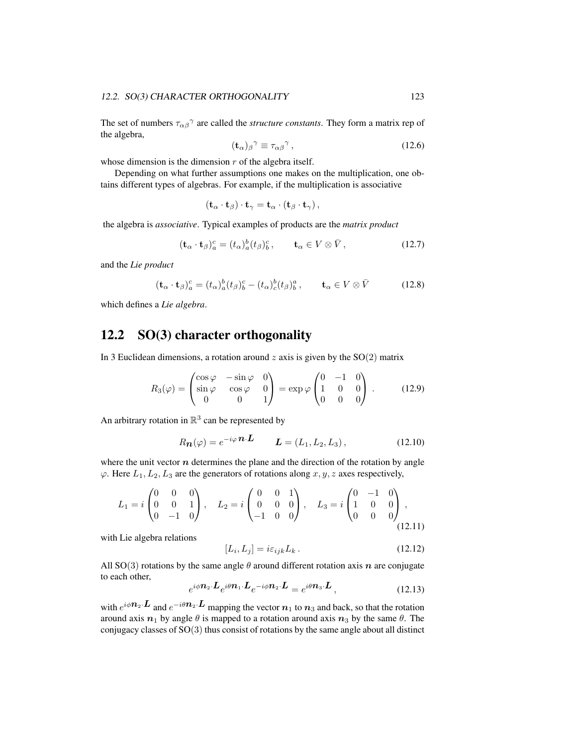The set of numbers $\tau_{\alpha\beta}{}^{\gamma}$ are called the *structure constants*. They form a matrix rep of the algebra,

$$(\mathbf{t}_\alpha)_\beta{}^\gamma \equiv \tau_{\alpha\beta}{}^\gamma \,, \tag{12.6}$$

whose dimension is the dimension $r$ of the algebra itself.

Depending on what further assumptions one makes on the multiplication, one obtains different types of algebras. For example, if the multiplication is associative

$$(\mathbf{t}_\alpha \cdot \mathbf{t}_\beta) \cdot \mathbf{t}_\gamma = \mathbf{t}_\alpha \cdot (\mathbf{t}_\beta \cdot \mathbf{t}_\gamma) \,,$$

the algebra is *associative*. Typical examples of products are the *matrix product*

$$(\mathbf{t}_\alpha \cdot \mathbf{t}_\beta)_a^c = (t_\alpha)_a^b (t_\beta)_b^c \,, \qquad \mathbf{t}_\alpha \in V \otimes \bar{V} \,, \tag{12.7}$$

and the *Lie product*

$$(\mathbf{t}_\alpha \cdot \mathbf{t}_\beta)_a^c = (t_\alpha)_a^b (t_\beta)_b^c - (t_\alpha)_c^b (t_\beta)_b^a \,, \qquad \mathbf{t}_\alpha \in V \otimes \bar{V} \tag{12.8}$$

which defines a *Lie algebra*.

## 12.2 SO(3) character orthogonality

In 3 Euclidean dimensions, a rotation around $z$ axis is given by the $\mathrm{SO}(2)$ matrix

$$R_3(\varphi) = \begin{pmatrix} \cos\varphi & -\sin\varphi & 0 \\ \sin\varphi & \cos\varphi & 0 \\ 0 & 0 & 1 \end{pmatrix} = \exp\varphi \begin{pmatrix} 0 & -1 & 0 \\ 1 & 0 & 0 \\ 0 & 0 & 0 \end{pmatrix} \,. \tag{12.9}$$

An arbitrary rotation in $\mathbb{R}^3$ can be represented by

$$R_{\boldsymbol{n}}(\varphi) = e^{-i\varphi\, \boldsymbol{n}\cdot\boldsymbol{L}} \qquad \boldsymbol{L} = (L_1, L_2, L_3) \,, \tag{12.10}$$

where the unit vector $\boldsymbol{n}$ determines the plane and the direction of the rotation by angle $\varphi$. Here $L_1, L_2, L_3$ are the generators of rotations along $x, y, z$ axes respectively,

$$L_1 = i \begin{pmatrix} 0 & 0 & 0 \\ 0 & 0 & 1 \\ 0 & -1 & 0 \end{pmatrix}, \quad L_2 = i \begin{pmatrix} 0 & 0 & 1 \\ 0 & 0 & 0 \\ -1 & 0 & 0 \end{pmatrix}, \quad L_3 = i \begin{pmatrix} 0 & -1 & 0 \\ 1 & 0 & 0 \\ 0 & 0 & 0 \end{pmatrix} \,, \tag{12.11}$$

with Lie algebra relations

$$[L_i, L_j] = i\varepsilon_{ijk} L_k \,. \tag{12.12}$$

All $\mathrm{SO}(3)$ rotations by the same angle $\theta$ around different rotation axis $\boldsymbol{n}$ are conjugate to each other,

$$e^{i\phi \boldsymbol{n}_2\cdot\boldsymbol{L}} e^{i\theta \boldsymbol{n}_1\cdot\boldsymbol{L}} e^{-i\phi \boldsymbol{n}_2\cdot\boldsymbol{L}} = e^{i\theta \boldsymbol{n}_3\cdot\boldsymbol{L}} \,, \tag{12.13}$$

with $e^{i\phi \boldsymbol{n}_2\cdot\boldsymbol{L}}$ and $e^{-i\theta \boldsymbol{n}_2\cdot\boldsymbol{L}}$ mapping the vector $\boldsymbol{n}_1$ to $\boldsymbol{n}_3$ and back, so that the rotation around axis $\boldsymbol{n}_1$ by angle $\theta$ is mapped to a rotation around axis $\boldsymbol{n}_3$ by the same $\theta$. The conjugacy classes of $\mathrm{SO}(3)$ thus consist of rotations by the same angle about all distinct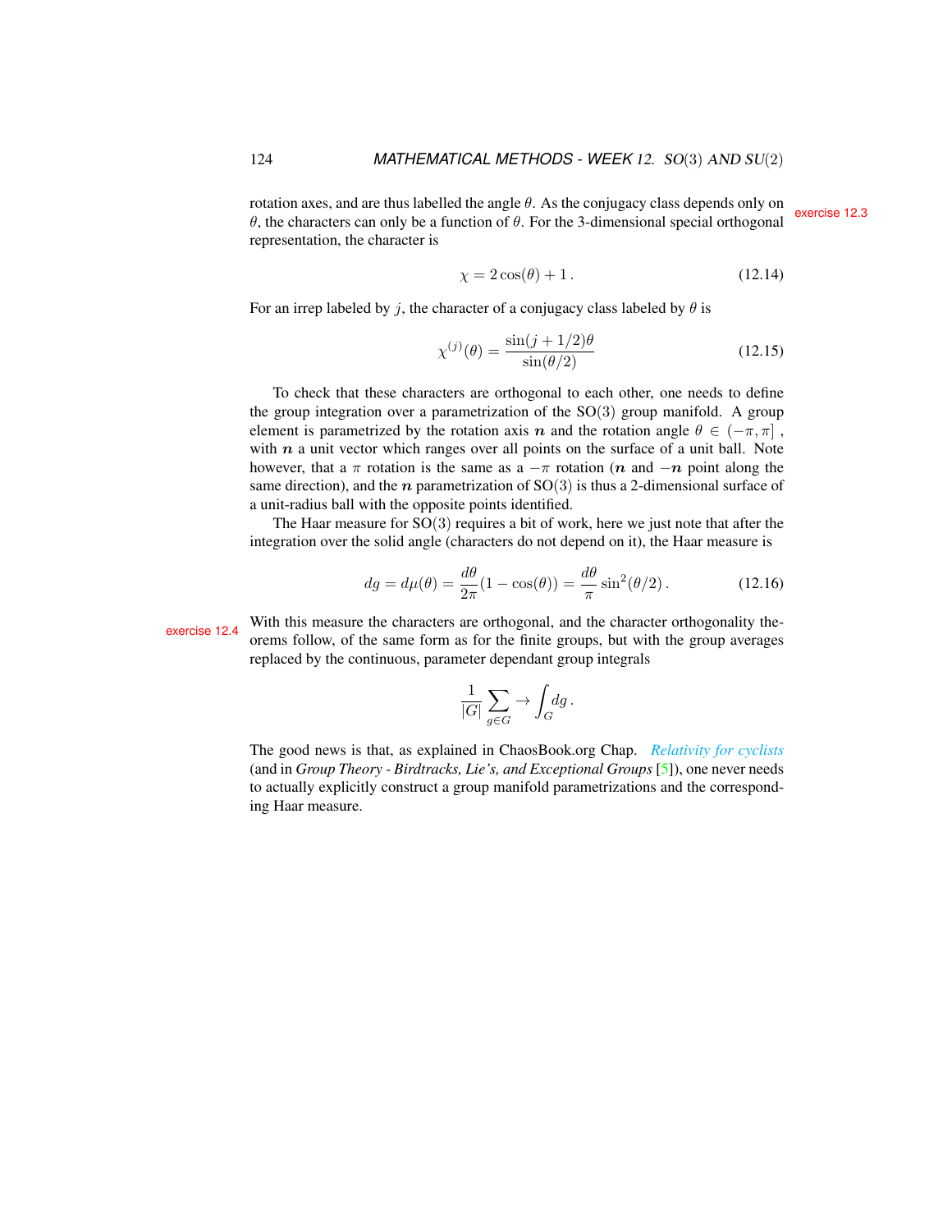rotation axes, and are thus labelled the angle $\theta$. As the conjugacy class depends only on $\theta$, the characters can only be a function of $\theta$. For the 3-dimensional special orthogonal representation, the character is

exercise 12.3

$$\chi = 2\cos(\theta) + 1\,. \tag{12.14}$$

For an irrep labeled by $j$, the character of a conjugacy class labeled by $\theta$ is

$$\chi^{(j)}(\theta) = \frac{\sin(j+1/2)\theta}{\sin(\theta/2)} \tag{12.15}$$

To check that these characters are orthogonal to each other, one needs to define the group integration over a parametrization of the SO(3) group manifold. A group element is parametrized by the rotation axis $\boldsymbol{n}$ and the rotation angle $\theta \in (-\pi, \pi]$, with $\boldsymbol{n}$ a unit vector which ranges over all points on the surface of a unit ball. Note however, that a $\pi$ rotation is the same as a $-\pi$ rotation ($\boldsymbol{n}$ and $-\boldsymbol{n}$ point along the same direction), and the $\boldsymbol{n}$ parametrization of SO(3) is thus a 2-dimensional surface of a unit-radius ball with the opposite points identified.

The Haar measure for SO(3) requires a bit of work, here we just note that after the integration over the solid angle (characters do not depend on it), the Haar measure is

$$dg = d\mu(\theta) = \frac{d\theta}{2\pi}(1-\cos(\theta)) = \frac{d\theta}{\pi}\sin^2(\theta/2)\,. \tag{12.16}$$

exercise 12.4

With this measure the characters are orthogonal, and the character orthogonality theorems follow, of the same form as for the finite groups, but with the group averages replaced by the continuous, parameter dependant group integrals

$$\frac{1}{|G|}\sum_{g\in G} \to \int_G dg\,.$$

The good news is that, as explained in ChaosBook.org Chap. *Relativity for cyclists* (and in *Group Theory - Birdtracks, Lie's, and Exceptional Groups* [5]), one never needs to actually explicitly construct a group manifold parametrizations and the corresponding Haar measure.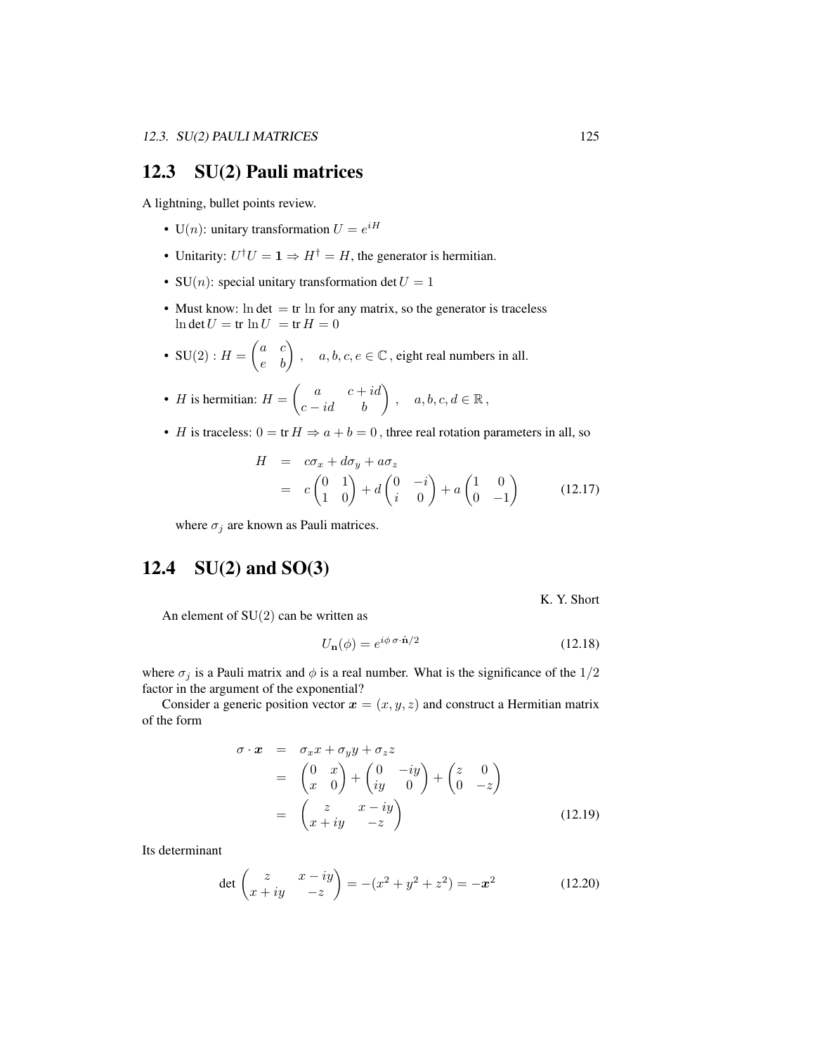## 12.3 SU(2) Pauli matrices

A lightning, bullet points review.

- U($n$): unitary transformation $U = e^{iH}$
- Unitarity: $U^\dagger U = \mathbf{1} \Rightarrow H^\dagger = H$, the generator is hermitian.
- SU($n$): special unitary transformation $\det U = 1$
- Must know: $\ln\det = \text{tr}\ln$ for any matrix, so the generator is traceless $\ln\det U = \text{tr}\ln U = \text{tr}\, H = 0$
- SU(2) : $H = \begin{pmatrix} a & c \\ e & b \end{pmatrix}$ , $\quad a, b, c, e \in \mathbb{C}$ , eight real numbers in all.
- $H$ is hermitian: $H = \begin{pmatrix} a & c + id \\ c - id & b \end{pmatrix}$ , $\quad a, b, c, d \in \mathbb{R}$ ,
- $H$ is traceless: $0 = \text{tr}\, H \Rightarrow a + b = 0$ , three real rotation parameters in all, so

$$
\begin{aligned}
H &= c\sigma_x + d\sigma_y + a\sigma_z \\
&= c\begin{pmatrix} 0 & 1 \\ 1 & 0 \end{pmatrix} + d\begin{pmatrix} 0 & -i \\ i & 0 \end{pmatrix} + a\begin{pmatrix} 1 & 0 \\ 0 & -1 \end{pmatrix}
\end{aligned}
\qquad (12.17)
$$

where $\sigma_j$ are known as Pauli matrices.

## 12.4 SU(2) and SO(3)

K. Y. Short

An element of SU(2) can be written as

$$
U_{\mathbf{n}}(\phi) = e^{i\phi\,\sigma\cdot\hat{\mathbf{n}}/2} \qquad (12.18)
$$

where $\sigma_j$ is a Pauli matrix and $\phi$ is a real number. What is the significance of the $1/2$ factor in the argument of the exponential?

Consider a generic position vector $\boldsymbol{x} = (x, y, z)$ and construct a Hermitian matrix of the form

$$
\begin{aligned}
\sigma \cdot \boldsymbol{x} &= \sigma_x x + \sigma_y y + \sigma_z z \\
&= \begin{pmatrix} 0 & x \\ x & 0 \end{pmatrix} + \begin{pmatrix} 0 & -iy \\ iy & 0 \end{pmatrix} + \begin{pmatrix} z & 0 \\ 0 & -z \end{pmatrix} \\
&= \begin{pmatrix} z & x - iy \\ x + iy & -z \end{pmatrix}
\end{aligned}
\qquad (12.19)
$$

Its determinant

$$
\det\begin{pmatrix} z & x - iy \\ x + iy & -z \end{pmatrix} = -(x^2 + y^2 + z^2) = -\boldsymbol{x}^2 \qquad (12.20)
$$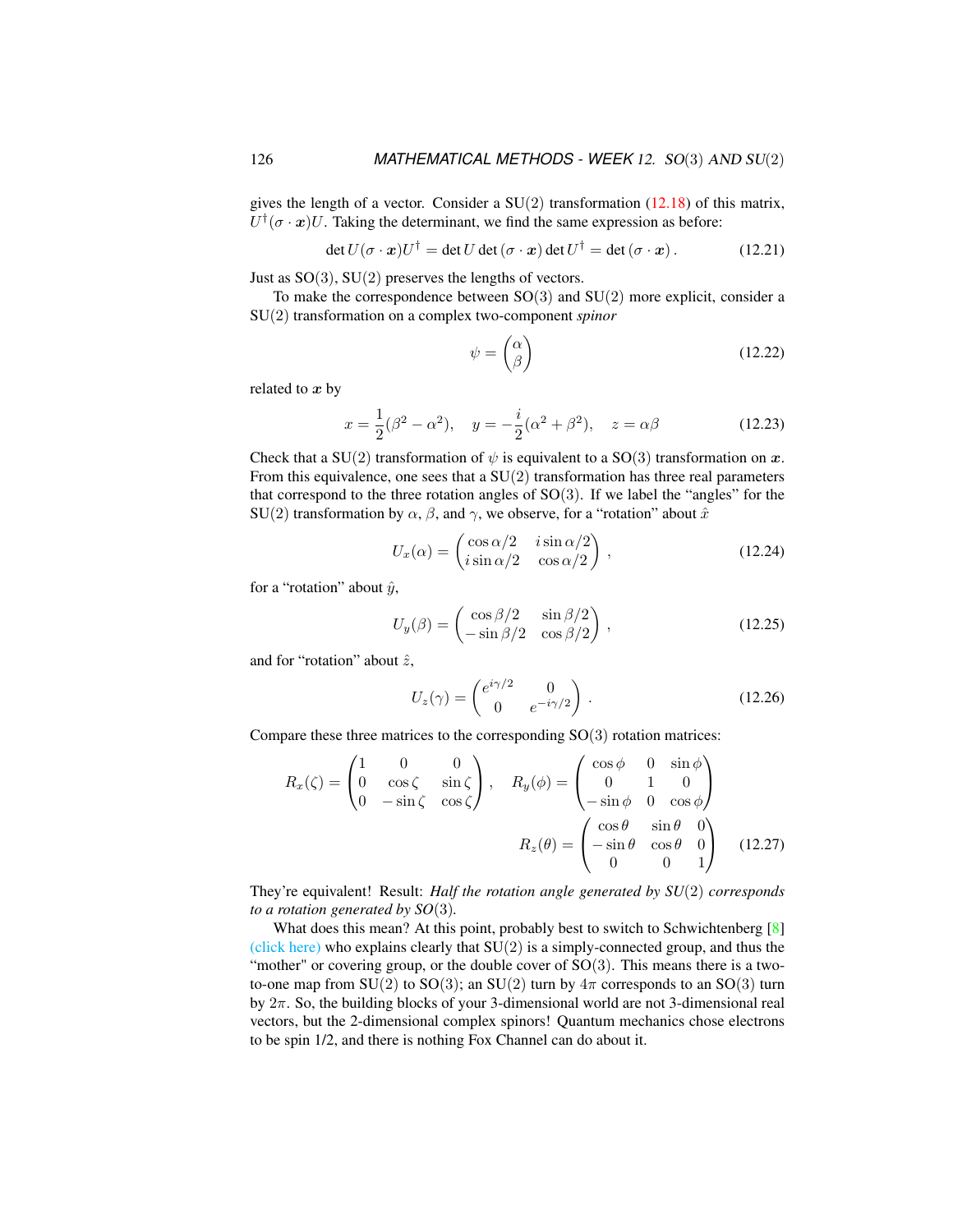gives the length of a vector. Consider a SU(2) transformation (12.18) of this matrix, $U^\dagger(\sigma \cdot \boldsymbol{x})U$. Taking the determinant, we find the same expression as before:

$$\det U(\sigma \cdot \boldsymbol{x})U^\dagger = \det U \det (\sigma \cdot \boldsymbol{x}) \det U^\dagger = \det (\sigma \cdot \boldsymbol{x}) \,. \tag{12.21}$$

Just as SO(3), SU(2) preserves the lengths of vectors.

To make the correspondence between SO(3) and SU(2) more explicit, consider a SU(2) transformation on a complex two-component *spinor*

$$\psi = \begin{pmatrix} \alpha \\ \beta \end{pmatrix} \tag{12.22}$$

related to $\boldsymbol{x}$ by

$$x = \frac{1}{2}(\beta^2 - \alpha^2), \quad y = -\frac{i}{2}(\alpha^2 + \beta^2), \quad z = \alpha\beta \tag{12.23}$$

Check that a SU(2) transformation of $\psi$ is equivalent to a SO(3) transformation on $\boldsymbol{x}$. From this equivalence, one sees that a SU(2) transformation has three real parameters that correspond to the three rotation angles of SO(3). If we label the "angles" for the SU(2) transformation by $\alpha$, $\beta$, and $\gamma$, we observe, for a "rotation" about $\hat{x}$

$$U_x(\alpha) = \begin{pmatrix} \cos\alpha/2 & i\sin\alpha/2 \\ i\sin\alpha/2 & \cos\alpha/2 \end{pmatrix} \,, \tag{12.24}$$

for a "rotation" about $\hat{y}$,

$$U_y(\beta) = \begin{pmatrix} \cos\beta/2 & \sin\beta/2 \\ -\sin\beta/2 & \cos\beta/2 \end{pmatrix} \,, \tag{12.25}$$

and for "rotation" about $\hat{z}$,

$$U_z(\gamma) = \begin{pmatrix} e^{i\gamma/2} & 0 \\ 0 & e^{-i\gamma/2} \end{pmatrix} \,. \tag{12.26}$$

Compare these three matrices to the corresponding SO(3) rotation matrices:

$$R_x(\zeta) = \begin{pmatrix} 1 & 0 & 0 \\ 0 & \cos\zeta & \sin\zeta \\ 0 & -\sin\zeta & \cos\zeta \end{pmatrix}, \quad R_y(\phi) = \begin{pmatrix} \cos\phi & 0 & \sin\phi \\ 0 & 1 & 0 \\ -\sin\phi & 0 & \cos\phi \end{pmatrix}$$

$$R_z(\theta) = \begin{pmatrix} \cos\theta & \sin\theta & 0 \\ -\sin\theta & \cos\theta & 0 \\ 0 & 0 & 1 \end{pmatrix} \tag{12.27}$$

They're equivalent! Result: *Half the rotation angle generated by SU(2) corresponds to a rotation generated by SO(3).*

What does this mean? At this point, probably best to switch to Schwichtenberg [8] (click here) who explains clearly that SU(2) is a simply-connected group, and thus the "mother" or covering group, or the double cover of SO(3). This means there is a two-to-one map from SU(2) to SO(3); an SU(2) turn by $4\pi$ corresponds to an SO(3) turn by $2\pi$. So, the building blocks of your 3-dimensional world are not 3-dimensional real vectors, but the 2-dimensional complex spinors! Quantum mechanics chose electrons to be spin 1/2, and there is nothing Fox Channel can do about it.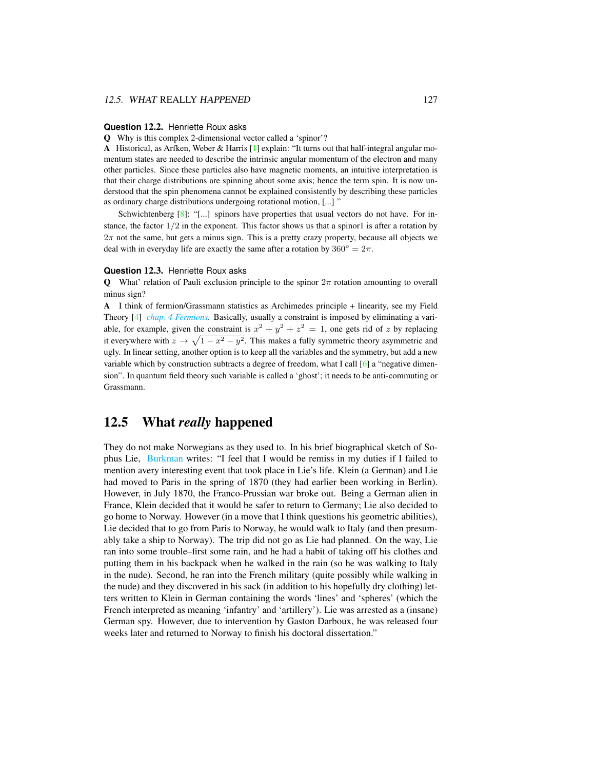**Question 12.2.** Henriette Roux asks

**Q** Why is this complex 2-dimensional vector called a 'spinor'?

**A** Historical, as Arfken, Weber & Harris [1] explain: "It turns out that half-integral angular momentum states are needed to describe the intrinsic angular momentum of the electron and many other particles. Since these particles also have magnetic moments, an intuitive interpretation is that their charge distributions are spinning about some axis; hence the term spin. It is now understood that the spin phenomena cannot be explained consistently by describing these particles as ordinary charge distributions undergoing rotational motion, [...] "

Schwichtenberg [8]: "[...] spinors have properties that usual vectors do not have. For instance, the factor $1/2$ in the exponent. This factor shows us that a spinor1 is after a rotation by $2\pi$ not the same, but gets a minus sign. This is a pretty crazy property, because all objects we deal with in everyday life are exactly the same after a rotation by $360^o = 2\pi$.

**Question 12.3.** Henriette Roux asks

**Q** What' relation of Pauli exclusion principle to the spinor $2\pi$ rotation amounting to overall minus sign?

**A** I think of fermion/Grassmann statistics as Archimedes principle + linearity, see my Field Theory [4] *chap. 4 Fermions*. Basically, usually a constraint is imposed by eliminating a variable, for example, given the constraint is $x^2 + y^2 + z^2 = 1$, one gets rid of $z$ by replacing it everywhere with $z \to \sqrt{1 - x^2 - y^2}$. This makes a fully symmetric theory asymmetric and ugly. In linear setting, another option is to keep all the variables and the symmetry, but add a new variable which by construction subtracts a degree of freedom, what I call [6] a "negative dimension". In quantum field theory such variable is called a 'ghost'; it needs to be anti-commuting or Grassmann.

## 12.5 What *really* happened

They do not make Norwegians as they used to. In his brief biographical sketch of Sophus Lie, Burkman writes: "I feel that I would be remiss in my duties if I failed to mention avery interesting event that took place in Lie's life. Klein (a German) and Lie had moved to Paris in the spring of 1870 (they had earlier been working in Berlin). However, in July 1870, the Franco-Prussian war broke out. Being a German alien in France, Klein decided that it would be safer to return to Germany; Lie also decided to go home to Norway. However (in a move that I think questions his geometric abilities), Lie decided that to go from Paris to Norway, he would walk to Italy (and then presumably take a ship to Norway). The trip did not go as Lie had planned. On the way, Lie ran into some trouble–first some rain, and he had a habit of taking off his clothes and putting them in his backpack when he walked in the rain (so he was walking to Italy in the nude). Second, he ran into the French military (quite possibly while walking in the nude) and they discovered in his sack (in addition to his hopefully dry clothing) letters written to Klein in German containing the words 'lines' and 'spheres' (which the French interpreted as meaning 'infantry' and 'artillery'). Lie was arrested as a (insane) German spy. However, due to intervention by Gaston Darboux, he was released four weeks later and returned to Norway to finish his doctoral dissertation."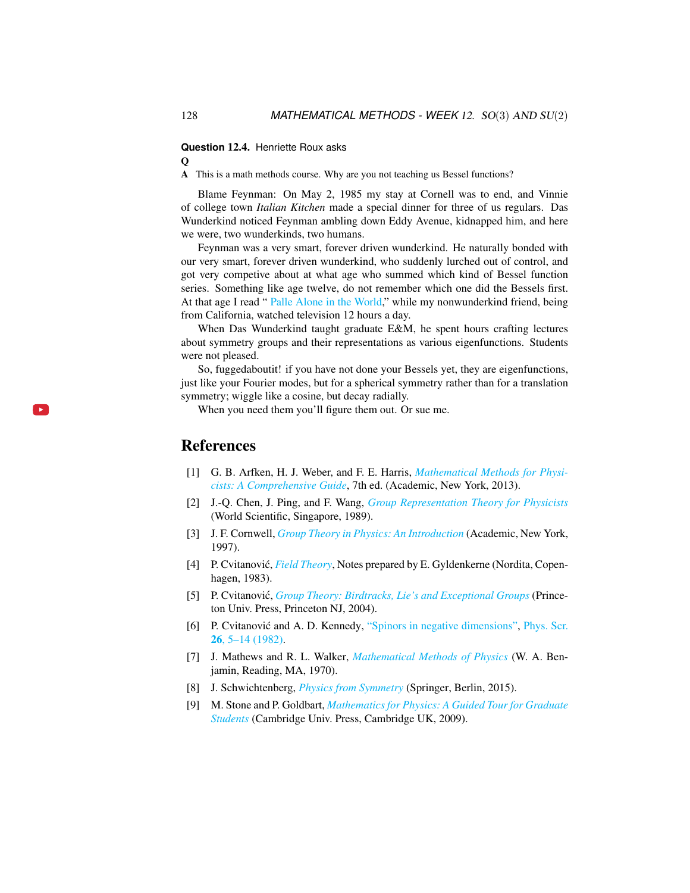**Question 12.4.** Henriette Roux asks

**Q**

**A** This is a math methods course. Why are you not teaching us Bessel functions?

Blame Feynman: On May 2, 1985 my stay at Cornell was to end, and Vinnie of college town *Italian Kitchen* made a special dinner for three of us regulars. Das Wunderkind noticed Feynman ambling down Eddy Avenue, kidnapped him, and here we were, two wunderkinds, two humans.

Feynman was a very smart, forever driven wunderkind. He naturally bonded with our very smart, forever driven wunderkind, who suddenly lurched out of control, and got very competive about at what age who summed which kind of Bessel function series. Something like age twelve, do not remember which one did the Bessels first. At that age I read " Palle Alone in the World," while my nonwunderkind friend, being from California, watched television 12 hours a day.

When Das Wunderkind taught graduate E&M, he spent hours crafting lectures about symmetry groups and their representations as various eigenfunctions. Students were not pleased.

So, fuggedaboutit! if you have not done your Bessels yet, they are eigenfunctions, just like your Fourier modes, but for a spherical symmetry rather than for a translation symmetry; wiggle like a cosine, but decay radially.

When you need them you'll figure them out. Or sue me.

# References

[1] G. B. Arfken, H. J. Weber, and F. E. Harris, *Mathematical Methods for Physicists: A Comprehensive Guide*, 7th ed. (Academic, New York, 2013).

[2] J.-Q. Chen, J. Ping, and F. Wang, *Group Representation Theory for Physicists* (World Scientific, Singapore, 1989).

[3] J. F. Cornwell, *Group Theory in Physics: An Introduction* (Academic, New York, 1997).

[4] P. Cvitanović, *Field Theory*, Notes prepared by E. Gyldenkerne (Nordita, Copenhagen, 1983).

[5] P. Cvitanović, *Group Theory: Birdtracks, Lie's and Exceptional Groups* (Princeton Univ. Press, Princeton NJ, 2004).

[6] P. Cvitanović and A. D. Kennedy, "Spinors in negative dimensions", Phys. Scr. **26**, 5–14 (1982).

[7] J. Mathews and R. L. Walker, *Mathematical Methods of Physics* (W. A. Benjamin, Reading, MA, 1970).

[8] J. Schwichtenberg, *Physics from Symmetry* (Springer, Berlin, 2015).

[9] M. Stone and P. Goldbart, *Mathematics for Physics: A Guided Tour for Graduate Students* (Cambridge Univ. Press, Cambridge UK, 2009).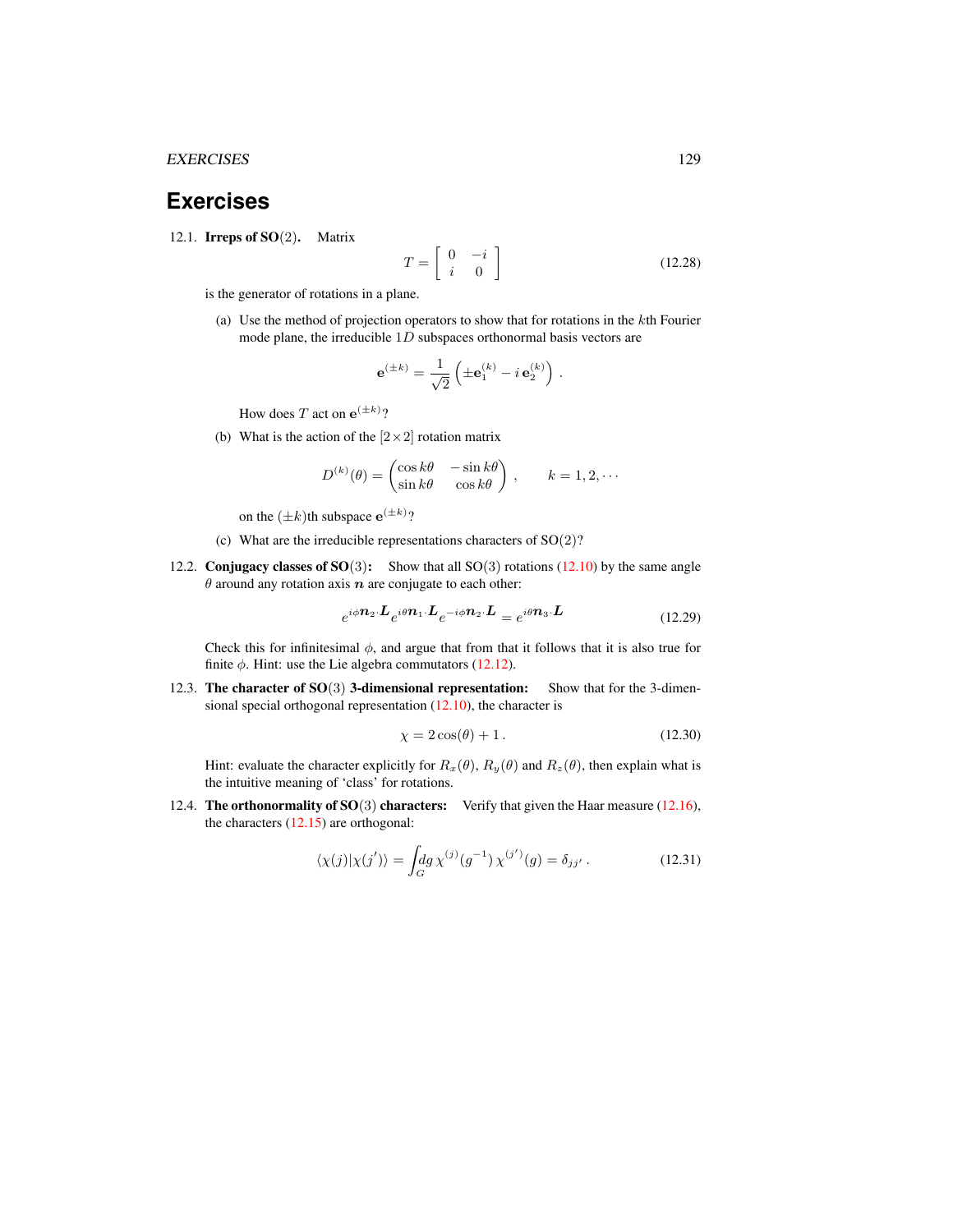# Exercises

12.1. **Irreps of SO(2).** Matrix

$$T = \begin{bmatrix} 0 & -i \\ i & 0 \end{bmatrix} \tag{12.28}$$

is the generator of rotations in a plane.

(a) Use the method of projection operators to show that for rotations in the $k$th Fourier mode plane, the irreducible $1D$ subspaces orthonormal basis vectors are

$$\mathbf{e}^{(\pm k)} = \frac{1}{\sqrt{2}} \left( \pm \mathbf{e}_1^{(k)} - i\, \mathbf{e}_2^{(k)} \right) .$$

How does $T$ act on $\mathbf{e}^{(\pm k)}$?

(b) What is the action of the $[2\times2]$ rotation matrix

$$D^{(k)}(\theta) = \begin{pmatrix} \cos k\theta & -\sin k\theta \\ \sin k\theta & \cos k\theta \end{pmatrix} , \qquad k = 1, 2, \cdots$$

on the $(\pm k)$th subspace $\mathbf{e}^{(\pm k)}$?

(c) What are the irreducible representations characters of SO(2)?

12.2. **Conjugacy classes of SO(3):** Show that all SO(3) rotations (12.10) by the same angle $\theta$ around any rotation axis $\boldsymbol{n}$ are conjugate to each other:

$$e^{i\phi \boldsymbol{n}_2 \cdot \boldsymbol{L}} e^{i\theta \boldsymbol{n}_1 \cdot \boldsymbol{L}} e^{-i\phi \boldsymbol{n}_2 \cdot \boldsymbol{L}} = e^{i\theta \boldsymbol{n}_3 \cdot \boldsymbol{L}} \tag{12.29}$$

Check this for infinitesimal $\phi$, and argue that from that it follows that it is also true for finite $\phi$. Hint: use the Lie algebra commutators (12.12).

12.3. **The character of SO(3) 3-dimensional representation:** Show that for the 3-dimensional special orthogonal representation (12.10), the character is

$$\chi = 2\cos(\theta) + 1 . \tag{12.30}$$

Hint: evaluate the character explicitly for $R_x(\theta)$, $R_y(\theta)$ and $R_z(\theta)$, then explain what is the intuitive meaning of 'class' for rotations.

12.4. **The orthonormality of SO(3) characters:** Verify that given the Haar measure (12.16), the characters (12.15) are orthogonal:

$$\langle \chi(j) | \chi(j') \rangle = \int_G dg\, \chi^{(j)}(g^{-1})\, \chi^{(j')}(g) = \delta_{jj'} . \tag{12.31}$$